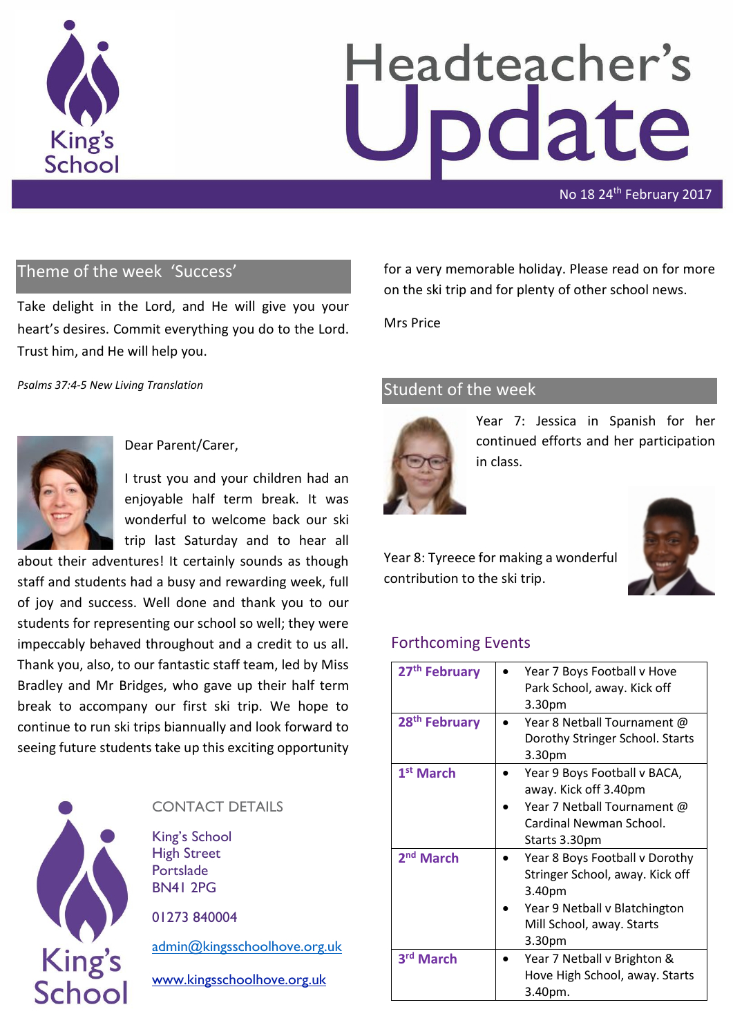# Headteacher's Update

No 18 24th February 2017

## Theme of the week 'Success'

Take delight in the Lord, and He will give you your heart's desires. Commit everything you do to the Lord. Trust him, and He will help you.

*Psalms 37:4-5 New Living Translation*

Dear Parent/Carer,

I trust you and your children had an enjoyable half term break. It was wonderful to welcome back our ski trip last Saturday and to hear all about their adventures! It certainly sounds as though staff and students had a busy and rewarding week, full of joy and success. Well done and thank you to our students for representing our school so well; they were impeccably behaved throughout and a credit to us all. Thank you, also, to our fantastic staff team, led by Miss Bradley and Mr Bridges, who gave up their half term break to accompany our first ski trip. We hope to continue to run ski trips biannually and look forward to seeing future students take up this exciting opportunity for a very memorable holiday. Please read on for more on the ski trip and for plenty of other school news.

Mrs Price

## Student of the week

Year 7: Jessica in Spanish for her continued efforts and her participation in class.

Year 8: Tyreece for making a wonderful contribution to the ski trip.

## Forthcoming Events

| Date | Events |
|---|---|
| 27th February | • Year 7 Boys Football v Hove Park School, away. Kick off 3.30pm |
| 28th February | • Year 8 Netball Tournament @ Dorothy Stringer School. Starts 3.30pm |
| 1st March | • Year 9 Boys Football v BACA, away. Kick off 3.40pm<br>• Year 7 Netball Tournament @ Cardinal Newman School. Starts 3.30pm |
| 2nd March | • Year 8 Boys Football v Dorothy Stringer School, away. Kick off 3.40pm<br>• Year 9 Netball v Blatchington Mill School, away. Starts 3.30pm |
| 3rd March | • Year 7 Netball v Brighton & Hove High School, away. Starts 3.40pm. |

## CONTACT DETAILS

King's School
High Street
Portslade
BN41 2PG

01273 840004

admin@kingsschoolhove.org.uk

www.kingsschoolhove.org.uk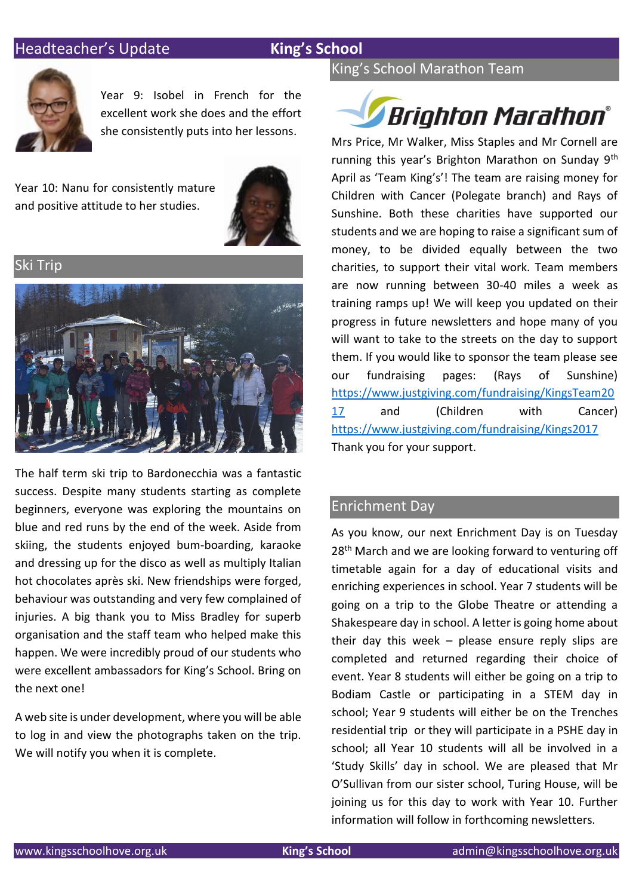## Headteacher's Update

Year 9: Isobel in French for the excellent work she does and the effort she consistently puts into her lessons.

Year 10: Nanu for consistently mature and positive attitude to her studies.

## Ski Trip

The half term ski trip to Bardonecchia was a fantastic success. Despite many students starting as complete beginners, everyone was exploring the mountains on blue and red runs by the end of the week. Aside from skiing, the students enjoyed bum-boarding, karaoke and dressing up for the disco as well as multiply Italian hot chocolates après ski. New friendships were forged, behaviour was outstanding and very few complained of injuries. A big thank you to Miss Bradley for superb organisation and the staff team who helped make this happen. We were incredibly proud of our students who were excellent ambassadors for King's School. Bring on the next one!

A web site is under development, where you will be able to log in and view the photographs taken on the trip. We will notify you when it is complete.

## King's School Marathon Team

Brighton Marathon®

Mrs Price, Mr Walker, Miss Staples and Mr Cornell are running this year's Brighton Marathon on Sunday 9th April as 'Team King's'! The team are raising money for Children with Cancer (Polegate branch) and Rays of Sunshine. Both these charities have supported our students and we are hoping to raise a significant sum of money, to be divided equally between the two charities, to support their vital work. Team members are now running between 30-40 miles a week as training ramps up! We will keep you updated on their progress in future newsletters and hope many of you will want to take to the streets on the day to support them. If you would like to sponsor the team please see our fundraising pages: (Rays of Sunshine) https://www.justgiving.com/fundraising/KingsTeam2017 and (Children with Cancer) https://www.justgiving.com/fundraising/Kings2017

Thank you for your support.

## Enrichment Day

As you know, our next Enrichment Day is on Tuesday 28th March and we are looking forward to venturing off timetable again for a day of educational visits and enriching experiences in school. Year 7 students will be going on a trip to the Globe Theatre or attending a Shakespeare day in school. A letter is going home about their day this week – please ensure reply slips are completed and returned regarding their choice of event. Year 8 students will either be going on a trip to Bodiam Castle or participating in a STEM day in school; Year 9 students will either be on the Trenches residential trip or they will participate in a PSHE day in school; all Year 10 students will all be involved in a 'Study Skills' day in school. We are pleased that Mr O'Sullivan from our sister school, Turing House, will be joining us for this day to work with Year 10. Further information will follow in forthcoming newsletters.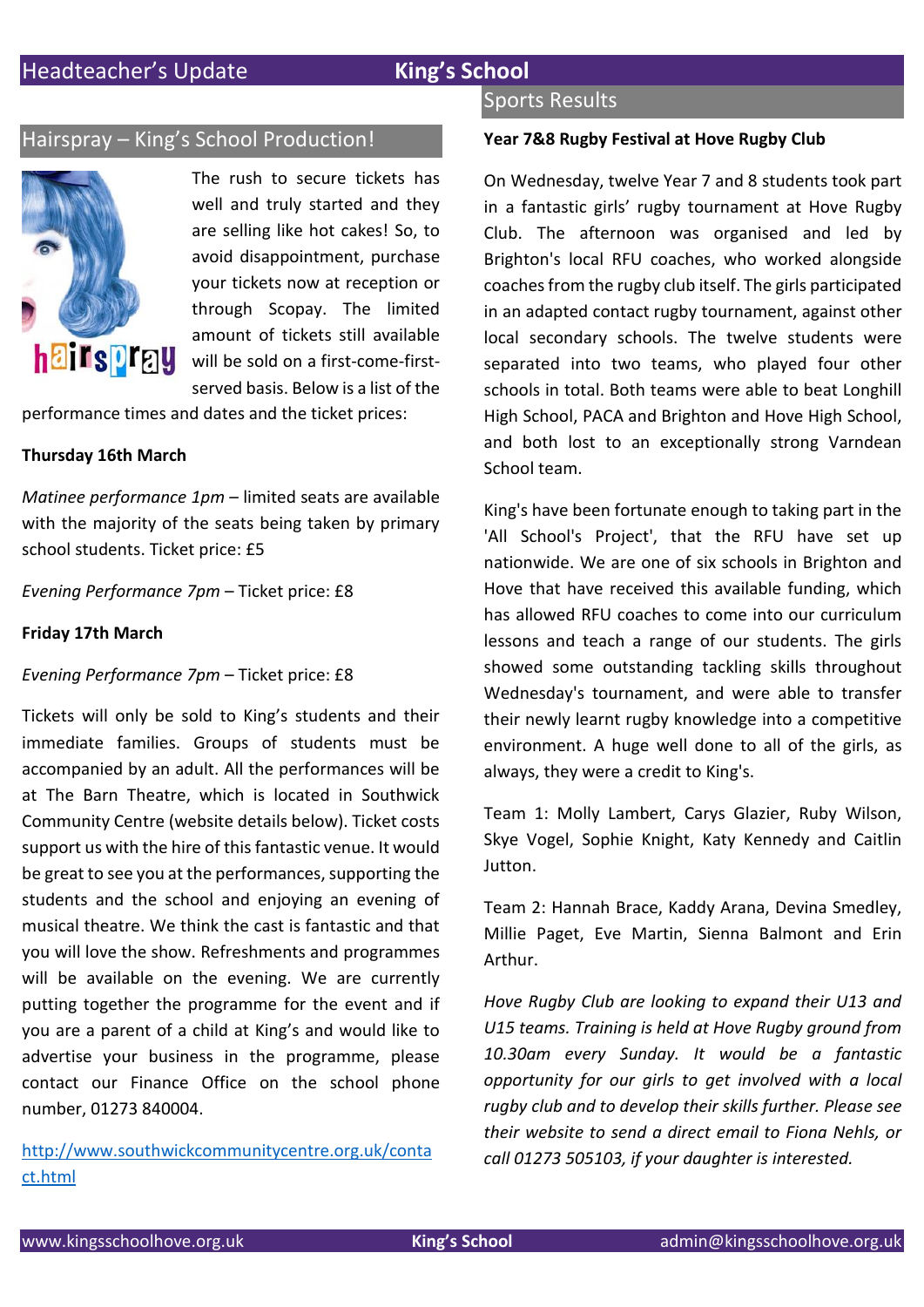## Hairspray – King's School Production!

The rush to secure tickets has well and truly started and they are selling like hot cakes! So, to avoid disappointment, purchase your tickets now at reception or through Scopay. The limited amount of tickets still available will be sold on a first-come-first-served basis. Below is a list of the performance times and dates and the ticket prices:

**Thursday 16th March**

*Matinee performance 1pm* – limited seats are available with the majority of the seats being taken by primary school students. Ticket price: £5

*Evening Performance 7pm* – Ticket price: £8

**Friday 17th March**

*Evening Performance 7pm* – Ticket price: £8

Tickets will only be sold to King's students and their immediate families. Groups of students must be accompanied by an adult. All the performances will be at The Barn Theatre, which is located in Southwick Community Centre (website details below). Ticket costs support us with the hire of this fantastic venue. It would be great to see you at the performances, supporting the students and the school and enjoying an evening of musical theatre. We think the cast is fantastic and that you will love the show. Refreshments and programmes will be available on the evening. We are currently putting together the programme for the event and if you are a parent of a child at King's and would like to advertise your business in the programme, please contact our Finance Office on the school phone number, 01273 840004.

http://www.southwickcommunitycentre.org.uk/contact.html

## Sports Results

**Year 7&8 Rugby Festival at Hove Rugby Club**

On Wednesday, twelve Year 7 and 8 students took part in a fantastic girls' rugby tournament at Hove Rugby Club. The afternoon was organised and led by Brighton's local RFU coaches, who worked alongside coaches from the rugby club itself. The girls participated in an adapted contact rugby tournament, against other local secondary schools. The twelve students were separated into two teams, who played four other schools in total. Both teams were able to beat Longhill High School, PACA and Brighton and Hove High School, and both lost to an exceptionally strong Varndean School team.

King's have been fortunate enough to taking part in the 'All School's Project', that the RFU have set up nationwide. We are one of six schools in Brighton and Hove that have received this available funding, which has allowed RFU coaches to come into our curriculum lessons and teach a range of our students. The girls showed some outstanding tackling skills throughout Wednesday's tournament, and were able to transfer their newly learnt rugby knowledge into a competitive environment. A huge well done to all of the girls, as always, they were a credit to King's.

Team 1: Molly Lambert, Carys Glazier, Ruby Wilson, Skye Vogel, Sophie Knight, Katy Kennedy and Caitlin Jutton.

Team 2: Hannah Brace, Kaddy Arana, Devina Smedley, Millie Paget, Eve Martin, Sienna Balmont and Erin Arthur.

*Hove Rugby Club are looking to expand their U13 and U15 teams. Training is held at Hove Rugby ground from 10.30am every Sunday. It would be a fantastic opportunity for our girls to get involved with a local rugby club and to develop their skills further. Please see their website to send a direct email to Fiona Nehls, or call 01273 505103, if your daughter is interested.*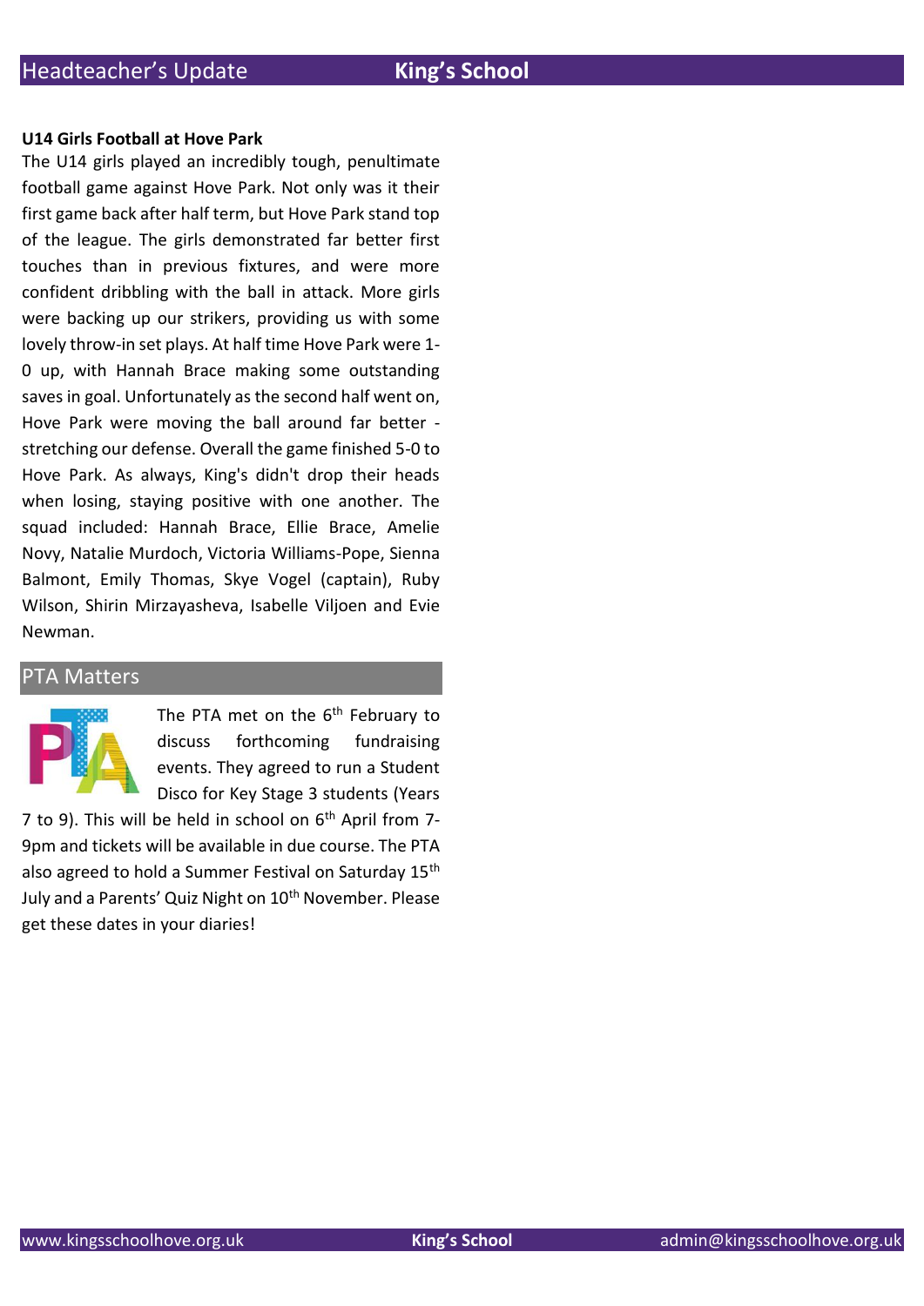### U14 Girls Football at Hove Park

The U14 girls played an incredibly tough, penultimate football game against Hove Park. Not only was it their first game back after half term, but Hove Park stand top of the league. The girls demonstrated far better first touches than in previous fixtures, and were more confident dribbling with the ball in attack. More girls were backing up our strikers, providing us with some lovely throw-in set plays. At half time Hove Park were 1-0 up, with Hannah Brace making some outstanding saves in goal. Unfortunately as the second half went on, Hove Park were moving the ball around far better - stretching our defense. Overall the game finished 5-0 to Hove Park. As always, King's didn't drop their heads when losing, staying positive with one another. The squad included: Hannah Brace, Ellie Brace, Amelie Novy, Natalie Murdoch, Victoria Williams-Pope, Sienna Balmont, Emily Thomas, Skye Vogel (captain), Ruby Wilson, Shirin Mirzayasheva, Isabelle Viljoen and Evie Newman.

## PTA Matters

The PTA met on the 6th February to discuss forthcoming fundraising events. They agreed to run a Student Disco for Key Stage 3 students (Years 7 to 9). This will be held in school on 6th April from 7-9pm and tickets will be available in due course. The PTA also agreed to hold a Summer Festival on Saturday 15th July and a Parents' Quiz Night on 10th November. Please get these dates in your diaries!